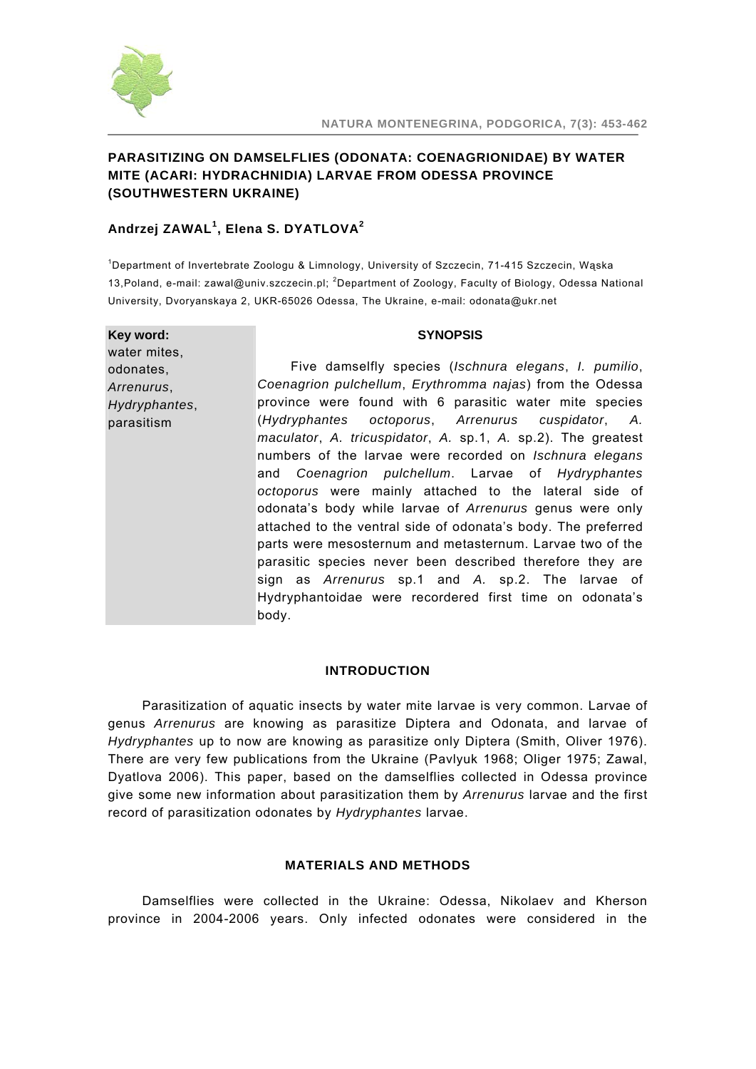# PARASITIZING ON DAMSELFLIES (ODONATA: COENAGRIONIDAE) BY WATER MITE (ACARI: HYDRACHNIDIA) LARVAE FROM ODESSA PROVINCE (SOUTHWESTERN UKRAINE)

**Andrzej ZAWAL[1], Elena S. DYATLOVA[2]**

[1]Department of Invertebrate Zoologu & Limnology, University of Szczecin, 71-415 Szczecin, Wąska 13,Poland, e-mail: zawal@univ.szczecin.pl; [2]Department of Zoology, Faculty of Biology, Odessa National University, Dvoryanskaya 2, UKR-65026 Odessa, The Ukraine, e-mail: odonata@ukr.net

**Key word:** water mites, odonates, *Arrenurus*, *Hydryphantes*, parasitism

## SYNOPSIS

Five damselfly species (*Ischnura elegans*, *I. pumilio*, *Coenagrion pulchellum*, *Erythromma najas*) from the Odessa province were found with 6 parasitic water mite species (*Hydryphantes octoporus*, *Arrenurus cuspidator*, *A. maculator*, *A. tricuspidator*, *A.* sp.1, *A.* sp.2). The greatest numbers of the larvae were recorded on *Ischnura elegans* and *Coenagrion pulchellum*. Larvae of *Hydryphantes octoporus* were mainly attached to the lateral side of odonata's body while larvae of *Arrenurus* genus were only attached to the ventral side of odonata's body. The preferred parts were mesosternum and metasternum. Larvae two of the parasitic species never been described therefore they are sign as *Arrenurus* sp.1 and *A.* sp.2. The larvae of Hydryphantoidae were recordered first time on odonata's body.

## INTRODUCTION

Parasitization of aquatic insects by water mite larvae is very common. Larvae of genus *Arrenurus* are knowing as parasitize Diptera and Odonata, and larvae of *Hydryphantes* up to now are knowing as parasitize only Diptera (Smith, Oliver 1976). There are very few publications from the Ukraine (Pavlyuk 1968; Oliger 1975; Zawal, Dyatlova 2006). This paper, based on the damselflies collected in Odessa province give some new information about parasitization them by *Arrenurus* larvae and the first record of parasitization odonates by *Hydryphantes* larvae.

## MATERIALS AND METHODS

Damselflies were collected in the Ukraine: Odessa, Nikolaev and Kherson province in 2004-2006 years. Only infected odonates were considered in the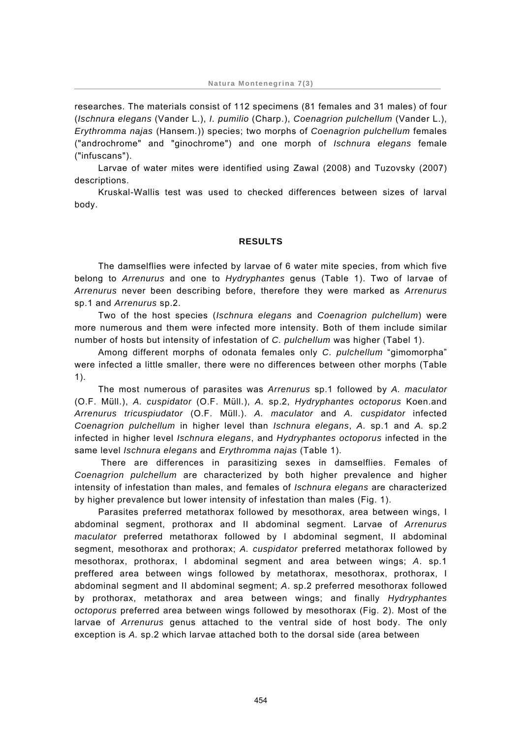researches. The materials consist of 112 specimens (81 females and 31 males) of four (*Ischnura elegans* (Vander L.), *I. pumilio* (Charp.), *Coenagrion pulchellum* (Vander L.), *Erythromma najas* (Hansem.)) species; two morphs of *Coenagrion pulchellum* females ("androchrome" and "ginochrome") and one morph of *Ischnura elegans* female ("infuscans").

Larvae of water mites were identified using Zawal (2008) and Tuzovsky (2007) descriptions.

Kruskal-Wallis test was used to checked differences between sizes of larval body.

## RESULTS

The damselflies were infected by larvae of 6 water mite species, from which five belong to *Arrenurus* and one to *Hydryphantes* genus (Table 1). Two of larvae of *Arrenurus* never been describing before, therefore they were marked as *Arrenurus* sp.1 and *Arrenurus* sp.2.

Two of the host species (*Ischnura elegans* and *Coenagrion pulchellum*) were more numerous and them were infected more intensity. Both of them include similar number of hosts but intensity of infestation of *C. pulchellum* was higher (Tabel 1).

Among different morphs of odonata females only *C. pulchellum* "gimomorpha" were infected a little smaller, there were no differences between other morphs (Table 1).

The most numerous of parasites was *Arrenurus* sp.1 followed by *A. maculator* (O.F. Müll.), *A. cuspidator* (O.F. Müll.), *A.* sp.2, *Hydryphantes octoporus* Koen.and *Arrenurus tricuspiudator* (O.F. Müll.). *A. maculator* and *A. cuspidator* infected *Coenagrion pulchellum* in higher level than *Ischnura elegans*, *A.* sp.1 and *A.* sp.2 infected in higher level *Ischnura elegans*, and *Hydryphantes octoporus* infected in the same level *Ischnura elegans* and *Erythromma najas* (Table 1).

There are differences in parasitizing sexes in damselflies. Females of *Coenagrion pulchellum* are characterized by both higher prevalence and higher intensity of infestation than males, and females of *Ischnura elegans* are characterized by higher prevalence but lower intensity of infestation than males (Fig. 1).

Parasites preferred metathorax followed by mesothorax, area between wings, I abdominal segment, prothorax and II abdominal segment. Larvae of *Arrenurus maculator* preferred metathorax followed by I abdominal segment, II abdominal segment, mesothorax and prothorax; *A. cuspidator* preferred metathorax followed by mesothorax, prothorax, I abdominal segment and area between wings; *A*. sp.1 preffered area between wings followed by metathorax, mesothorax, prothorax, I abdominal segment and II abdominal segment; *A*. sp.2 preferred mesothorax followed by prothorax, metathorax and area between wings; and finally *Hydryphantes octoporus* preferred area between wings followed by mesothorax (Fig. 2). Most of the larvae of *Arrenurus* genus attached to the ventral side of host body. The only exception is *A.* sp.2 which larvae attached both to the dorsal side (area between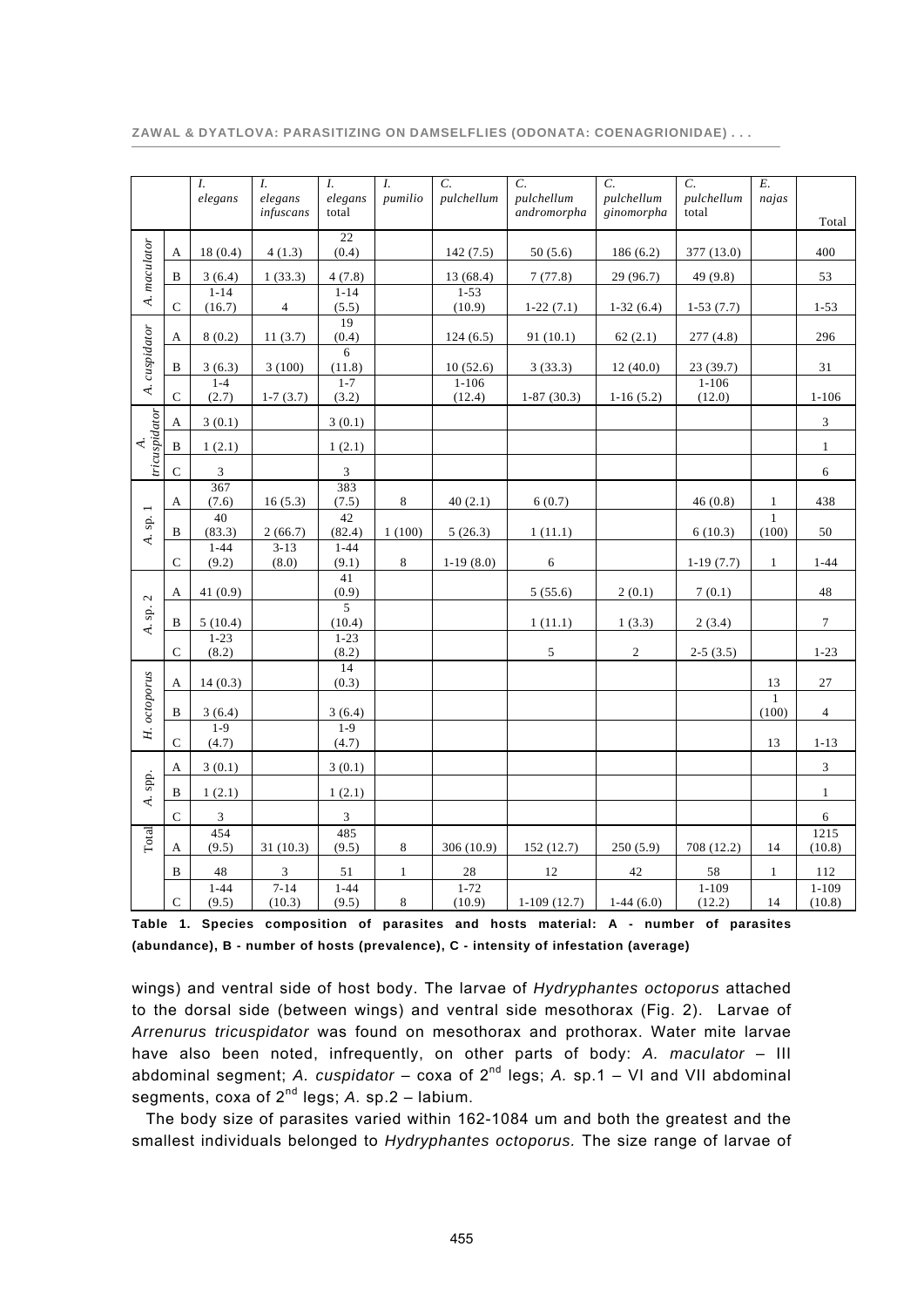| | | *I. elegans* | *I. elegans infuscans* | *I. elegans* total | *I. pumilio* | *C. pulchellum* | *C. pulchellum andromorpha* | *C. pulchellum ginomorpha* | *C. pulchellum* total | *E. najas* | Total |
|---|---|---|---|---|---|---|---|---|---|---|---|
| *A. maculator* | A | 18 (0.4) | 4 (1.3) | 22 (0.4) | | 142 (7.5) | 50 (5.6) | 186 (6.2) | 377 (13.0) | | 400 |
| | B | 3 (6.4) | 1 (33.3) | 4 (7.8) | | 13 (68.4) | 7 (77.8) | 29 (96.7) | 49 (9.8) | | 53 |
| | C | 1-14 (16.7) | 4 | 1-14 (5.5) | | 1-53 (10.9) | 1-22 (7.1) | 1-32 (6.4) | 1-53 (7.7) | | 1-53 |
| *A. cuspidator* | A | 8 (0.2) | 11 (3.7) | 19 (0.4) | | 124 (6.5) | 91 (10.1) | 62 (2.1) | 277 (4.8) | | 296 |
| | B | 3 (6.3) | 3 (100) | 6 (11.8) | | 10 (52.6) | 3 (33.3) | 12 (40.0) | 23 (39.7) | | 31 |
| | C | 1-4 (2.7) | 1-7 (3.7) | 1-7 (3.2) | | 1-106 (12.4) | 1-87 (30.3) | 1-16 (5.2) | 1-106 (12.0) | | 1-106 |
| *A. tricuspidator* | A | 3 (0.1) | | 3 (0.1) | | | | | | | 3 |
| | B | 1 (2.1) | | 1 (2.1) | | | | | | | 1 |
| | C | 3 | | 3 | | | | | | | 6 |
| *A.* sp. 1 | A | 367 (7.6) | 16 (5.3) | 383 (7.5) | 8 | 40 (2.1) | 6 (0.7) | | 46 (0.8) | 1 | 438 |
| | B | 40 (83.3) | 2 (66.7) | 42 (82.4) | 1 (100) | 5 (26.3) | 1 (11.1) | | 6 (10.3) | 1 (100) | 50 |
| | C | 1-44 (9.2) | 3-13 (8.0) | 1-44 (9.1) | 8 | 1-19 (8.0) | 6 | | 1-19 (7.7) | 1 | 1-44 |
| *A.* sp. 2 | A | 41 (0.9) | | 41 (0.9) | | | 5 (55.6) | 2 (0.1) | 7 (0.1) | | 48 |
| | B | 5 (10.4) | | 5 (10.4) | | | 1 (11.1) | 1 (3.3) | 2 (3.4) | | 7 |
| | C | 1-23 (8.2) | | 1-23 (8.2) | | | 5 | 2 | 2-5 (3.5) | | 1-23 |
| *H. octoporus* | A | 14 (0.3) | | 14 (0.3) | | | | | | 13 | 27 |
| | B | 3 (6.4) | | 3 (6.4) | | | | | | 1 (100) | 4 |
| | C | 1-9 (4.7) | | 1-9 (4.7) | | | | | | 13 | 1-13 |
| *A.* spp. | A | 3 (0.1) | | 3 (0.1) | | | | | | | 3 |
| | B | 1 (2.1) | | 1 (2.1) | | | | | | | 1 |
| | C | 3 | | 3 | | | | | | | 6 |
| Total | A | 454 (9.5) | 31 (10.3) | 485 (9.5) | 8 | 306 (10.9) | 152 (12.7) | 250 (5.9) | 708 (12.2) | 14 | 1215 (10.8) |
| | B | 48 | 3 | 51 | 1 | 28 | 12 | 42 | 58 | 1 | 112 |
| | C | 1-44 (9.5) | 7-14 (10.3) | 1-44 (9.5) | 8 | 1-72 (10.9) | 1-109 (12.7) | 1-44 (6.0) | 1-109 (12.2) | 14 | 1-109 (10.8) |

**Table 1. Species composition of parasites and hosts material: A - number of parasites (abundance), B - number of hosts (prevalence), C - intensity of infestation (average)**

wings) and ventral side of host body. The larvae of *Hydryphantes octoporus* attached to the dorsal side (between wings) and ventral side mesothorax (Fig. 2). Larvae of *Arrenurus tricuspidator* was found on mesothorax and prothorax. Water mite larvae have also been noted, infrequently, on other parts of body: *A. maculator* – III abdominal segment; *A. cuspidator* – coxa of 2nd legs; *A.* sp.1 – VI and VII abdominal segments, coxa of 2nd legs; *A.* sp.2 – labium.

The body size of parasites varied within 162-1084 um and both the greatest and the smallest individuals belonged to *Hydryphantes octoporus.* The size range of larvae of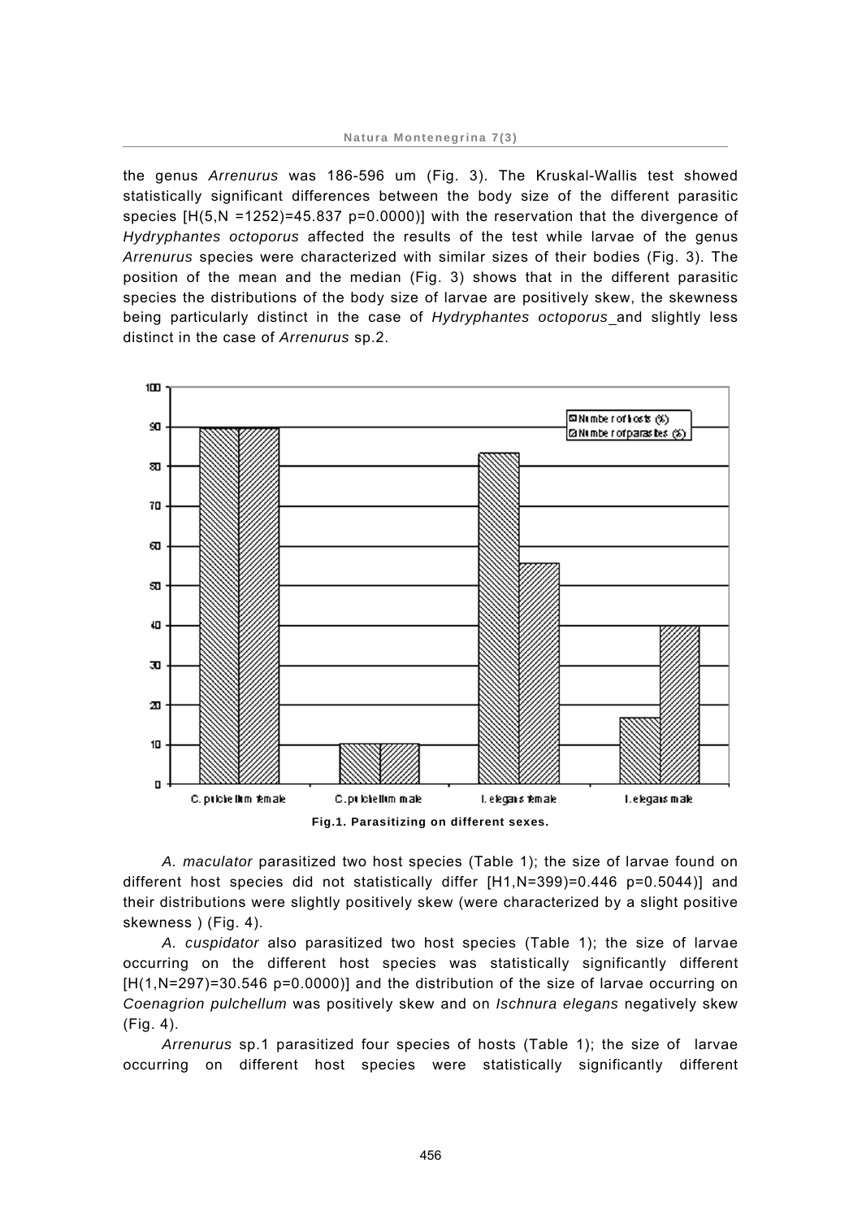the genus *Arrenurus* was 186-596 um (Fig. 3). The Kruskal-Wallis test showed statistically significant differences between the body size of the different parasitic species [H(5,N =1252)=45.837 p=0.0000)] with the reservation that the divergence of *Hydryphantes octoporus* affected the results of the test while larvae of the genus *Arrenurus* species were characterized with similar sizes of their bodies (Fig. 3). The position of the mean and the median (Fig. 3) shows that in the different parasitic species the distributions of the body size of larvae are positively skew, the skewness being particularly distinct in the case of *Hydryphantes octoporus* and slightly less distinct in the case of *Arrenurus* sp.2.

**Fig.1. Parasitizing on different sexes.**

*A. maculator* parasitized two host species (Table 1); the size of larvae found on different host species did not statistically differ [H1,N=399)=0.446 p=0.5044)] and their distributions were slightly positively skew (were characterized by a slight positive skewness ) (Fig. 4).

*A. cuspidator* also parasitized two host species (Table 1); the size of larvae occurring on the different host species was statistically significantly different [H(1,N=297)=30.546 p=0.0000)] and the distribution of the size of larvae occurring on *Coenagrion pulchellum* was positively skew and on *Ischnura elegans* negatively skew (Fig. 4).

*Arrenurus* sp.1 parasitized four species of hosts (Table 1); the size of larvae occurring on different host species were statistically significantly different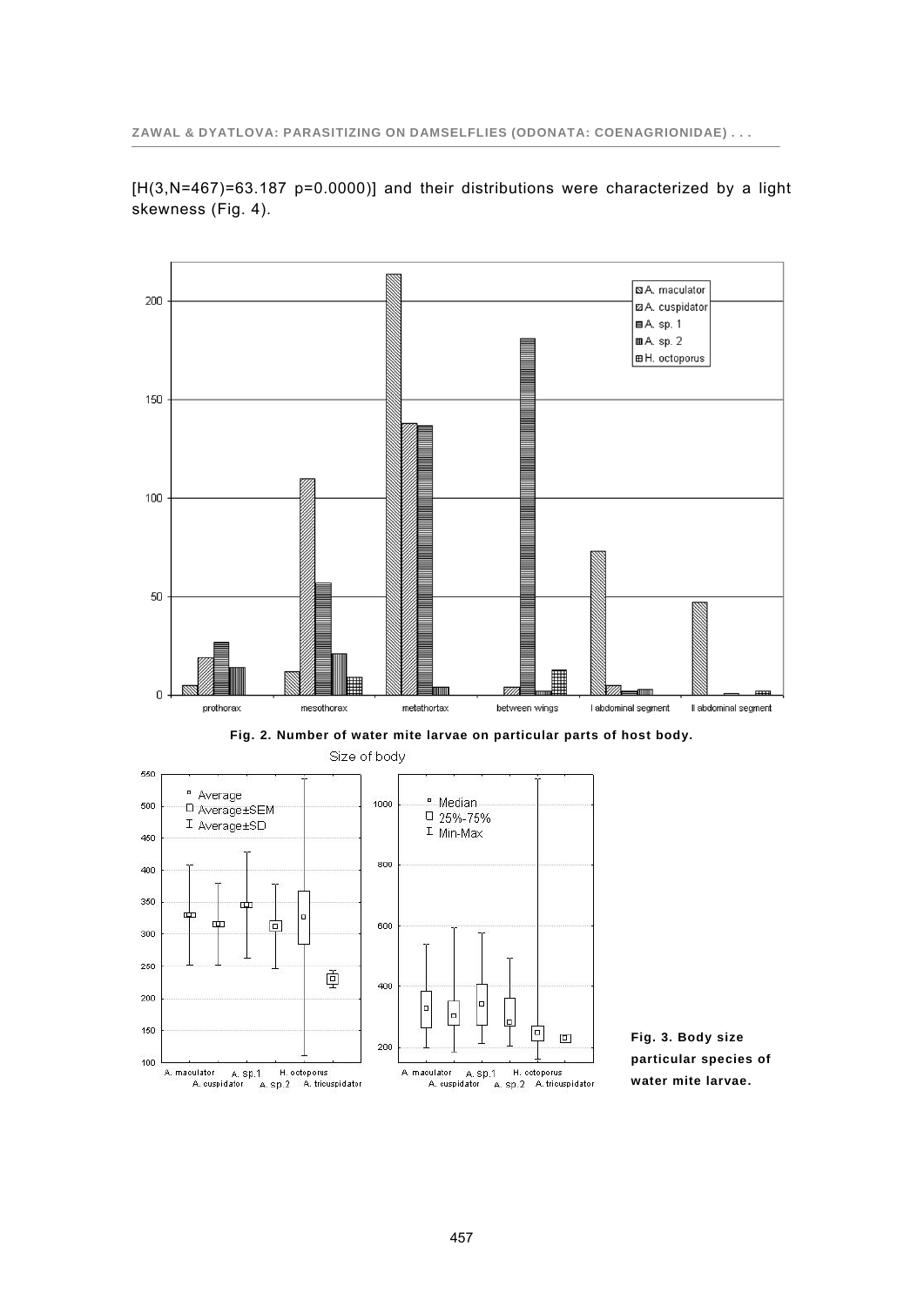[H(3,N=467)=63.187 p=0.0000)] and their distributions were characterized by a light skewness (Fig. 4).

**Fig. 2. Number of water mite larvae on particular parts of host body.**

**Fig. 3. Body size particular species of water mite larvae.**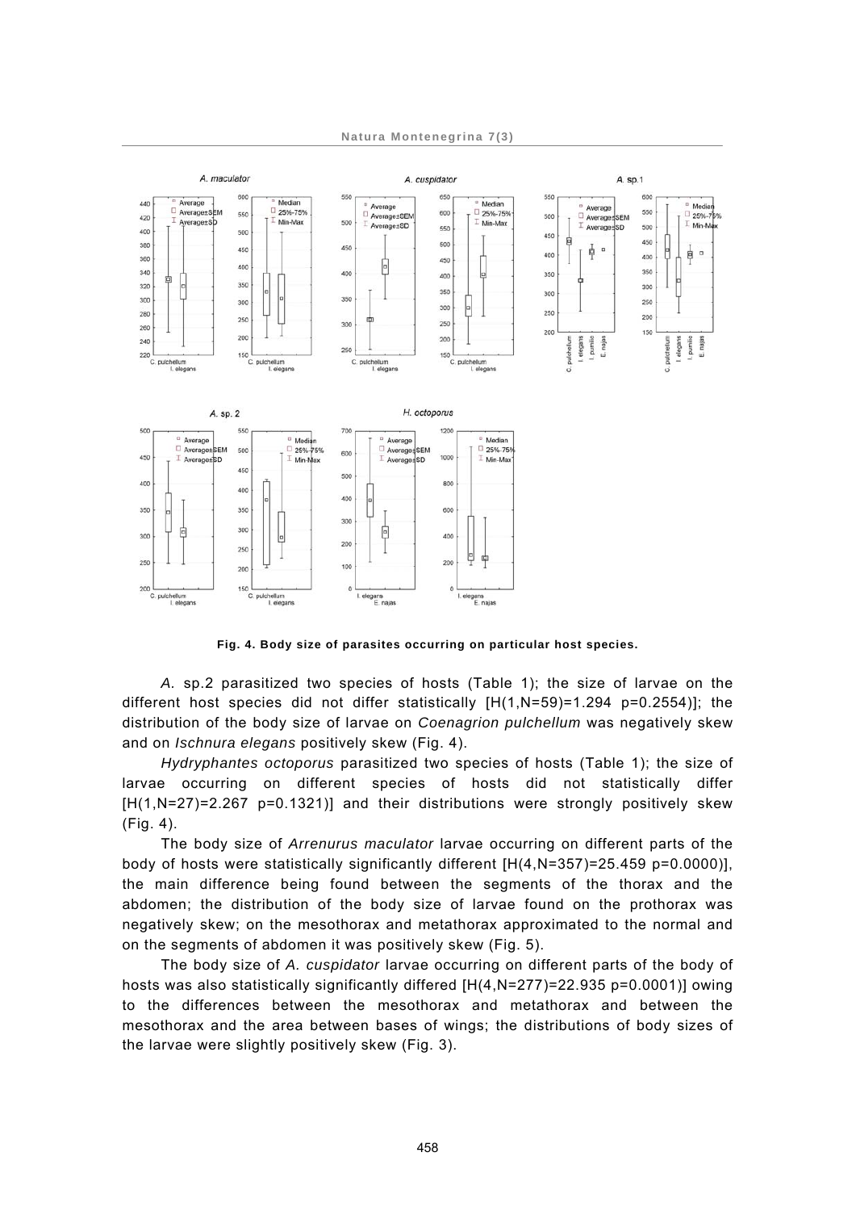**Fig. 4. Body size of parasites occurring on particular host species.**

*A.* sp.2 parasitized two species of hosts (Table 1); the size of larvae on the different host species did not differ statistically [H(1,N=59)=1.294 p=0.2554)]; the distribution of the body size of larvae on *Coenagrion pulchellum* was negatively skew and on *Ischnura elegans* positively skew (Fig. 4).

*Hydryphantes octoporus* parasitized two species of hosts (Table 1); the size of larvae occurring on different species of hosts did not statistically differ [H(1,N=27)=2.267 p=0.1321)] and their distributions were strongly positively skew (Fig. 4).

The body size of *Arrenurus maculator* larvae occurring on different parts of the body of hosts were statistically significantly different [H(4,N=357)=25.459 p=0.0000)], the main difference being found between the segments of the thorax and the abdomen; the distribution of the body size of larvae found on the prothorax was negatively skew; on the mesothorax and metathorax approximated to the normal and on the segments of abdomen it was positively skew (Fig. 5).

The body size of *A. cuspidator* larvae occurring on different parts of the body of hosts was also statistically significantly differed [H(4,N=277)=22.935 p=0.0001)] owing to the differences between the mesothorax and metathorax and between the mesothorax and the area between bases of wings; the distributions of body sizes of the larvae were slightly positively skew (Fig. 3).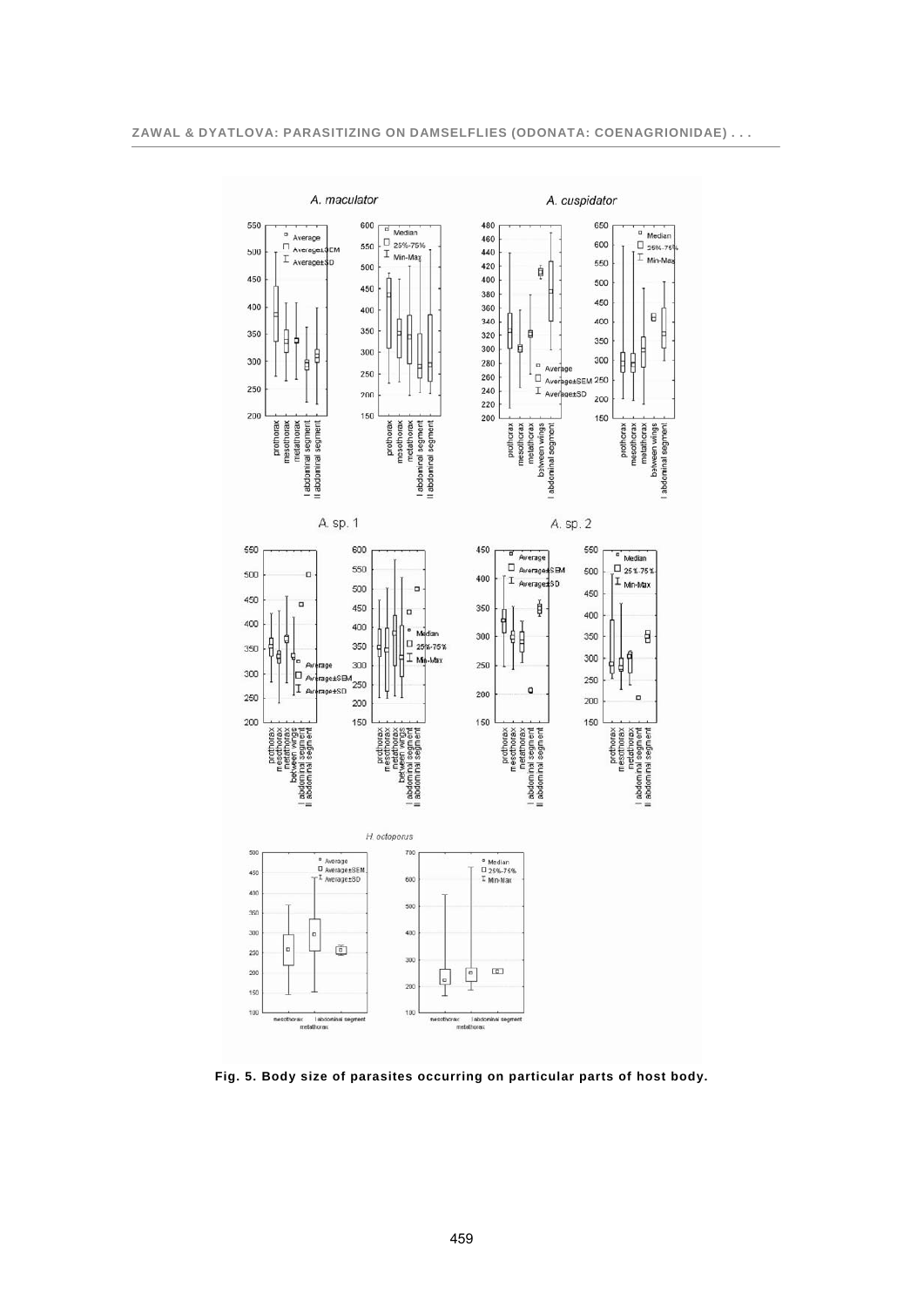Fig. 5. Body size of parasites occurring on particular parts of host body.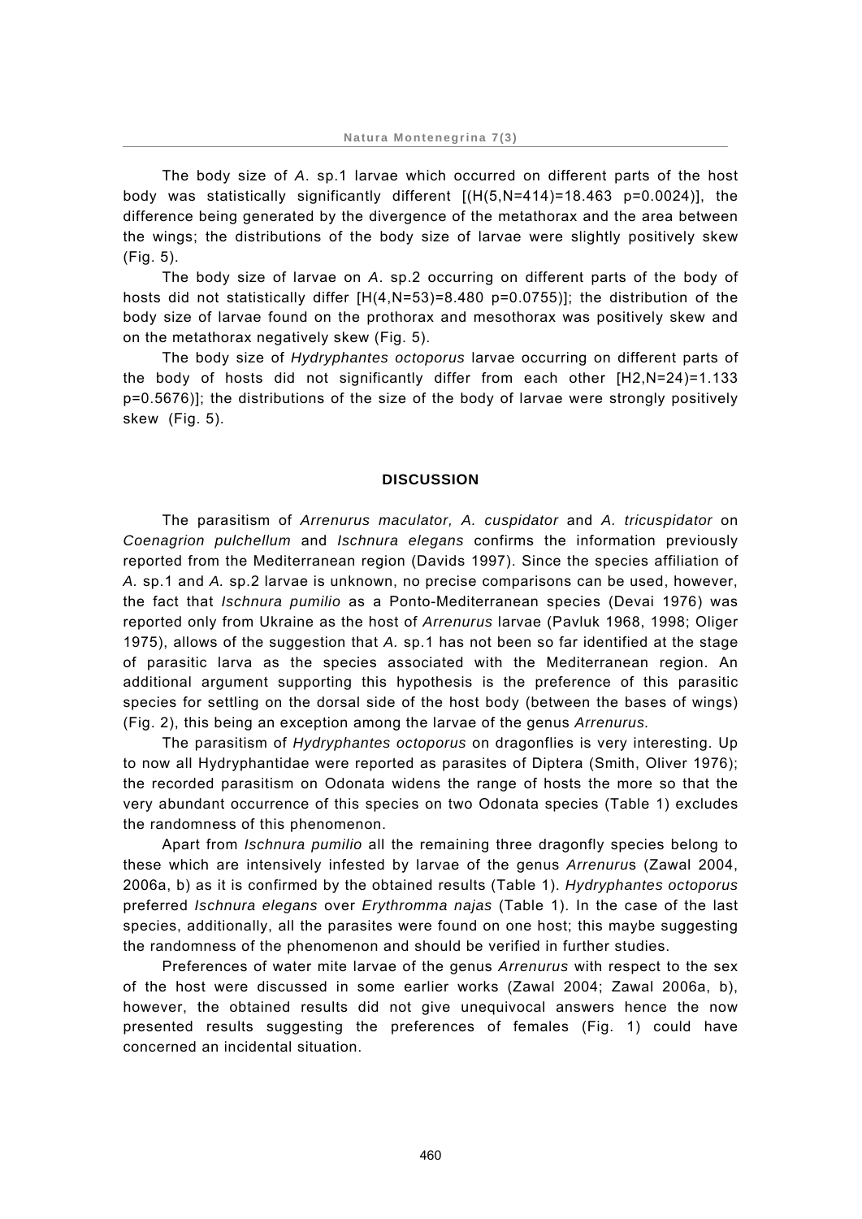The body size of *A*. sp.1 larvae which occurred on different parts of the host body was statistically significantly different [$(H(5,N=414)=18.463\ p=0.0024)$], the difference being generated by the divergence of the metathorax and the area between the wings; the distributions of the body size of larvae were slightly positively skew (Fig. 5).

The body size of larvae on *A*. sp.2 occurring on different parts of the body of hosts did not statistically differ [$H(4,N=53)=8.480\ p=0.0755$)]; the distribution of the body size of larvae found on the prothorax and mesothorax was positively skew and on the metathorax negatively skew (Fig. 5).

The body size of *Hydryphantes octoporus* larvae occurring on different parts of the body of hosts did not significantly differ from each other [$H2,N=24)=1.133\ p=0.5676$)]; the distributions of the size of the body of larvae were strongly positively skew (Fig. 5).

## DISCUSSION

The parasitism of *Arrenurus maculator, A. cuspidator* and *A. tricuspidator* on *Coenagrion pulchellum* and *Ischnura elegans* confirms the information previously reported from the Mediterranean region (Davids 1997). Since the species affiliation of *A.* sp.1 and *A.* sp.2 larvae is unknown, no precise comparisons can be used, however, the fact that *Ischnura pumilio* as a Ponto-Mediterranean species (Devai 1976) was reported only from Ukraine as the host of *Arrenurus* larvae (Pavluk 1968, 1998; Oliger 1975), allows of the suggestion that *A.* sp.1 has not been so far identified at the stage of parasitic larva as the species associated with the Mediterranean region. An additional argument supporting this hypothesis is the preference of this parasitic species for settling on the dorsal side of the host body (between the bases of wings) (Fig. 2), this being an exception among the larvae of the genus *Arrenurus.*

The parasitism of *Hydryphantes octoporus* on dragonflies is very interesting. Up to now all Hydryphantidae were reported as parasites of Diptera (Smith, Oliver 1976); the recorded parasitism on Odonata widens the range of hosts the more so that the very abundant occurrence of this species on two Odonata species (Table 1) excludes the randomness of this phenomenon.

Apart from *Ischnura pumilio* all the remaining three dragonfly species belong to these which are intensively infested by larvae of the genus *Arrenurus* (Zawal 2004, 2006a, b) as it is confirmed by the obtained results (Table 1). *Hydryphantes octoporus* preferred *Ischnura elegans* over *Erythromma najas* (Table 1). In the case of the last species, additionally, all the parasites were found on one host; this maybe suggesting the randomness of the phenomenon and should be verified in further studies.

Preferences of water mite larvae of the genus *Arrenurus* with respect to the sex of the host were discussed in some earlier works (Zawal 2004; Zawal 2006a, b), however, the obtained results did not give unequivocal answers hence the now presented results suggesting the preferences of females (Fig. 1) could have concerned an incidental situation.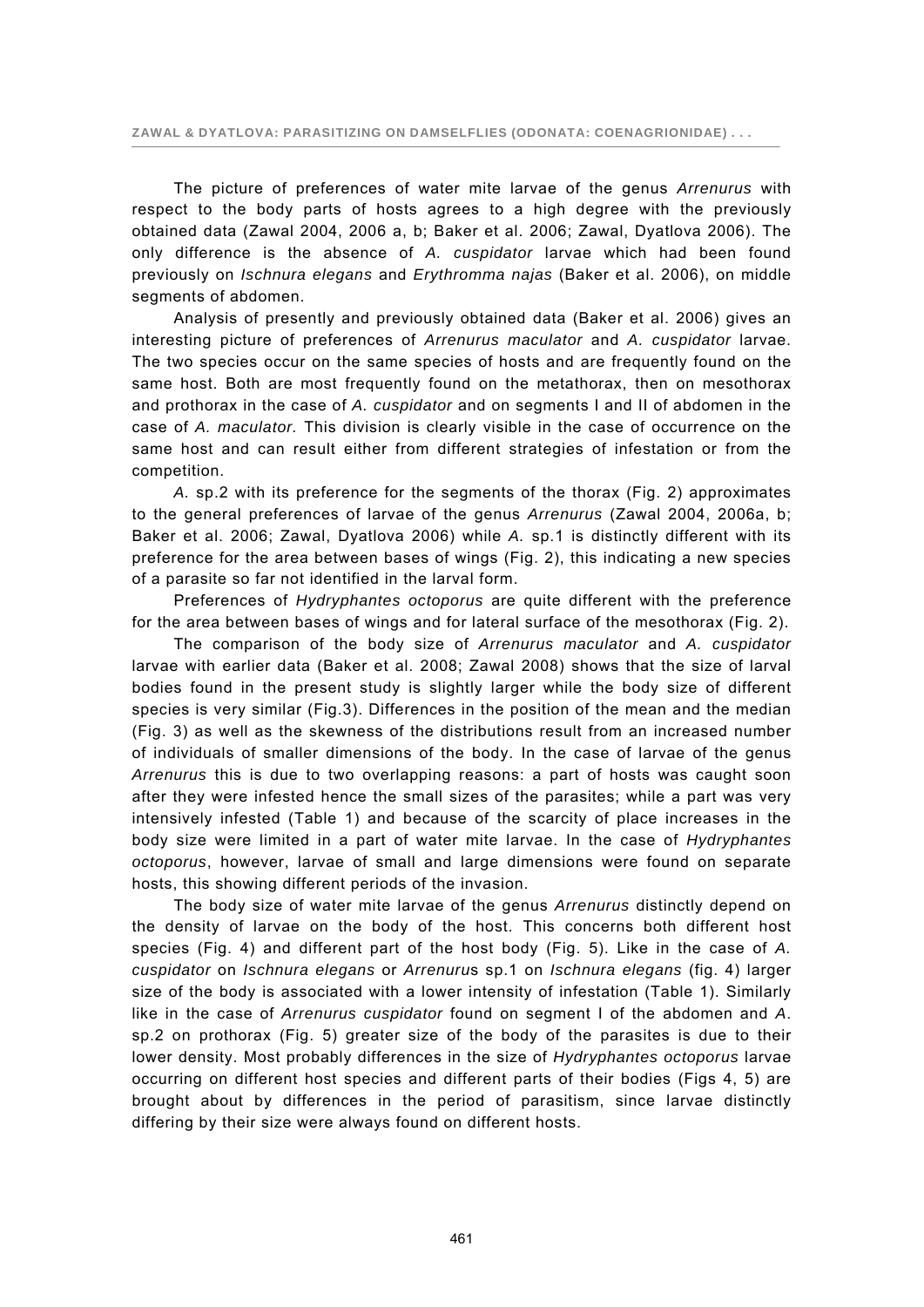The picture of preferences of water mite larvae of the genus *Arrenurus* with respect to the body parts of hosts agrees to a high degree with the previously obtained data (Zawal 2004, 2006 a, b; Baker et al. 2006; Zawal, Dyatlova 2006). The only difference is the absence of *A. cuspidator* larvae which had been found previously on *Ischnura elegans* and *Erythromma najas* (Baker et al. 2006), on middle segments of abdomen.

Analysis of presently and previously obtained data (Baker et al. 2006) gives an interesting picture of preferences of *Arrenurus maculator* and *A. cuspidator* larvae. The two species occur on the same species of hosts and are frequently found on the same host. Both are most frequently found on the metathorax, then on mesothorax and prothorax in the case of *A. cuspidator* and on segments I and II of abdomen in the case of *A. maculator.* This division is clearly visible in the case of occurrence on the same host and can result either from different strategies of infestation or from the competition.

*A.* sp.2 with its preference for the segments of the thorax (Fig. 2) approximates to the general preferences of larvae of the genus *Arrenurus* (Zawal 2004, 2006a, b; Baker et al. 2006; Zawal, Dyatlova 2006) while *A.* sp.1 is distinctly different with its preference for the area between bases of wings (Fig. 2), this indicating a new species of a parasite so far not identified in the larval form.

Preferences of *Hydryphantes octoporus* are quite different with the preference for the area between bases of wings and for lateral surface of the mesothorax (Fig. 2).

The comparison of the body size of *Arrenurus maculator* and *A. cuspidator* larvae with earlier data (Baker et al. 2008; Zawal 2008) shows that the size of larval bodies found in the present study is slightly larger while the body size of different species is very similar (Fig.3). Differences in the position of the mean and the median (Fig. 3) as well as the skewness of the distributions result from an increased number of individuals of smaller dimensions of the body. In the case of larvae of the genus *Arrenurus* this is due to two overlapping reasons: a part of hosts was caught soon after they were infested hence the small sizes of the parasites; while a part was very intensively infested (Table 1) and because of the scarcity of place increases in the body size were limited in a part of water mite larvae. In the case of *Hydryphantes octoporus*, however, larvae of small and large dimensions were found on separate hosts, this showing different periods of the invasion.

The body size of water mite larvae of the genus *Arrenurus* distinctly depend on the density of larvae on the body of the host. This concerns both different host species (Fig. 4) and different part of the host body (Fig. 5). Like in the case of *A. cuspidator* on *Ischnura elegans* or *Arrenurus* sp.1 on *Ischnura elegans* (fig. 4) larger size of the body is associated with a lower intensity of infestation (Table 1). Similarly like in the case of *Arrenurus cuspidator* found on segment I of the abdomen and *A*. sp.2 on prothorax (Fig. 5) greater size of the body of the parasites is due to their lower density. Most probably differences in the size of *Hydryphantes octoporus* larvae occurring on different host species and different parts of their bodies (Figs 4, 5) are brought about by differences in the period of parasitism, since larvae distinctly differing by their size were always found on different hosts.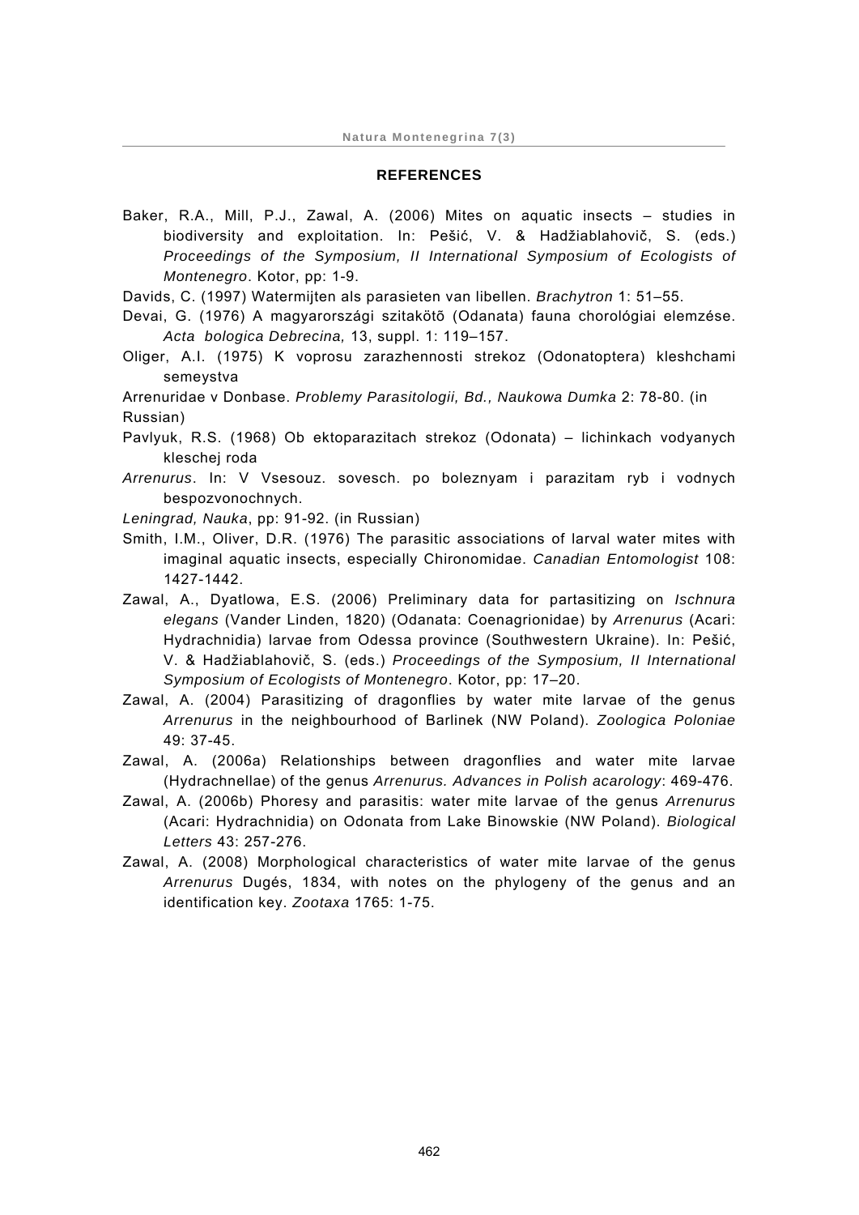## REFERENCES

Baker, R.A., Mill, P.J., Zawal, A. (2006) Mites on aquatic insects – studies in biodiversity and exploitation. In: Pešić, V. & Hadžiablahovič, S. (eds.) *Proceedings of the Symposium, II International Symposium of Ecologists of Montenegro*. Kotor, pp: 1-9.

Davids, C. (1997) Watermijten als parasieten van libellen. *Brachytron* 1: 51–55.

Devai, G. (1976) A magyarországi szitakötõ (Odanata) fauna chorológiai elemzése. *Acta bologica Debrecina,* 13, suppl. 1: 119–157.

Oliger, A.I. (1975) K voprosu zarazhennosti strekoz (Odonatoptera) kleshchami semeystva

Arrenuridae v Donbase. *Problemy Parasitologii, Bd., Naukowa Dumka* 2: 78-80. (in Russian)

Pavlyuk, R.S. (1968) Ob ektoparazitach strekoz (Odonata) – lichinkach vodyanych kleschej roda

*Arrenurus*. In: V Vsesouz. sovesch. po boleznyam i parazitam ryb i vodnych bespozvonochnych.

*Leningrad, Nauka*, pp: 91-92. (in Russian)

Smith, I.M., Oliver, D.R. (1976) The parasitic associations of larval water mites with imaginal aquatic insects, especially Chironomidae. *Canadian Entomologist* 108: 1427-1442.

Zawal, A., Dyatlowa, E.S. (2006) Preliminary data for partasitizing on *Ischnura elegans* (Vander Linden, 1820) (Odanata: Coenagrionidae) by *Arrenurus* (Acari: Hydrachnidia) larvae from Odessa province (Southwestern Ukraine). In: Pešić, V. & Hadžiablahovič, S. (eds.) *Proceedings of the Symposium, II International Symposium of Ecologists of Montenegro*. Kotor, pp: 17–20.

Zawal, A. (2004) Parasitizing of dragonflies by water mite larvae of the genus *Arrenurus* in the neighbourhood of Barlinek (NW Poland). *Zoologica Poloniae* 49: 37-45.

Zawal, A. (2006a) Relationships between dragonflies and water mite larvae (Hydrachnellae) of the genus *Arrenurus. Advances in Polish acarology*: 469-476.

Zawal, A. (2006b) Phoresy and parasitis: water mite larvae of the genus *Arrenurus* (Acari: Hydrachnidia) on Odonata from Lake Binowskie (NW Poland). *Biological Letters* 43: 257-276.

Zawal, A. (2008) Morphological characteristics of water mite larvae of the genus *Arrenurus* Dugés, 1834, with notes on the phylogeny of the genus and an identification key. *Zootaxa* 1765: 1-75.